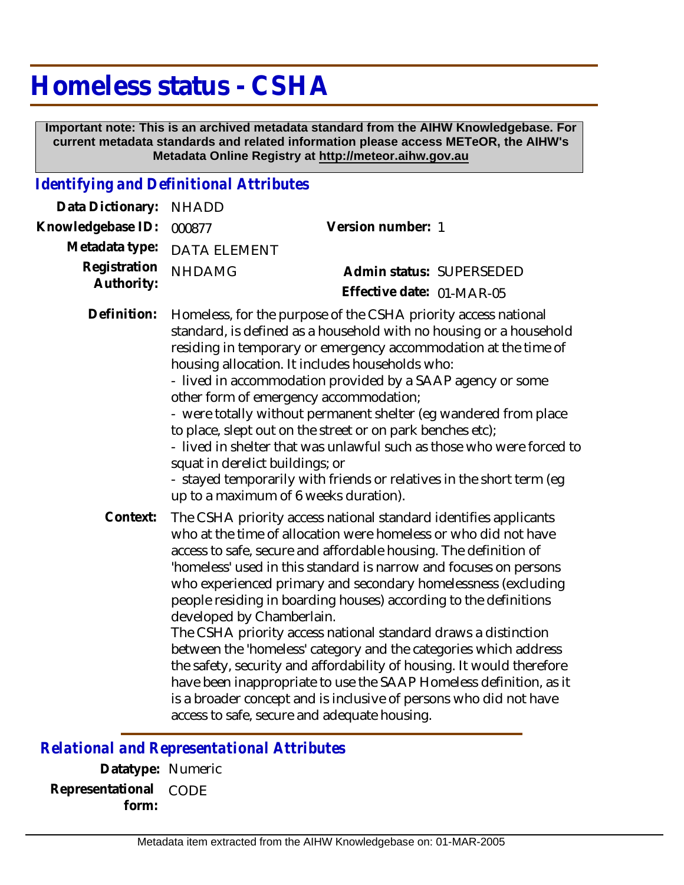# Homeless status - CSHA

**Important note: This is an archived metadata standard from the AIHW Knowledgebase. For current metadata standards and related information please access METeOR, the AIHW's Metadata Online Registry at http://meteor.aihw.gov.au**

## *Identifying and Definitional Attributes*

**Data Dictionary:** NHADD

**Knowledgebase ID:** 000877

**Version number:** 1

**Metadata type:** DATA ELEMENT

**Registration Authority:** NHDAMG

**Admin status:** SUPERSEDED

**Effective date:** 01-MAR-05

**Definition:** Homeless, for the purpose of the CSHA priority access national standard, is defined as a household with no housing or a household residing in temporary or emergency accommodation at the time of housing allocation. It includes households who:
- lived in accommodation provided by a SAAP agency or some other form of emergency accommodation;
- were totally without permanent shelter (eg wandered from place to place, slept out on the street or on park benches etc);
- lived in shelter that was unlawful such as those who were forced to squat in derelict buildings; or
- stayed temporarily with friends or relatives in the short term (eg up to a maximum of 6 weeks duration).

**Context:** The CSHA priority access national standard identifies applicants who at the time of allocation were homeless or who did not have access to safe, secure and affordable housing. The definition of 'homeless' used in this standard is narrow and focuses on persons who experienced primary and secondary homelessness (excluding people residing in boarding houses) according to the definitions developed by Chamberlain.
The CSHA priority access national standard draws a distinction between the 'homeless' category and the categories which address the safety, security and affordability of housing. It would therefore have been inappropriate to use the SAAP Homeless definition, as it is a broader concept and is inclusive of persons who did not have access to safe, secure and adequate housing.

## *Relational and Representational Attributes*

**Datatype:** Numeric

**Representational form:** CODE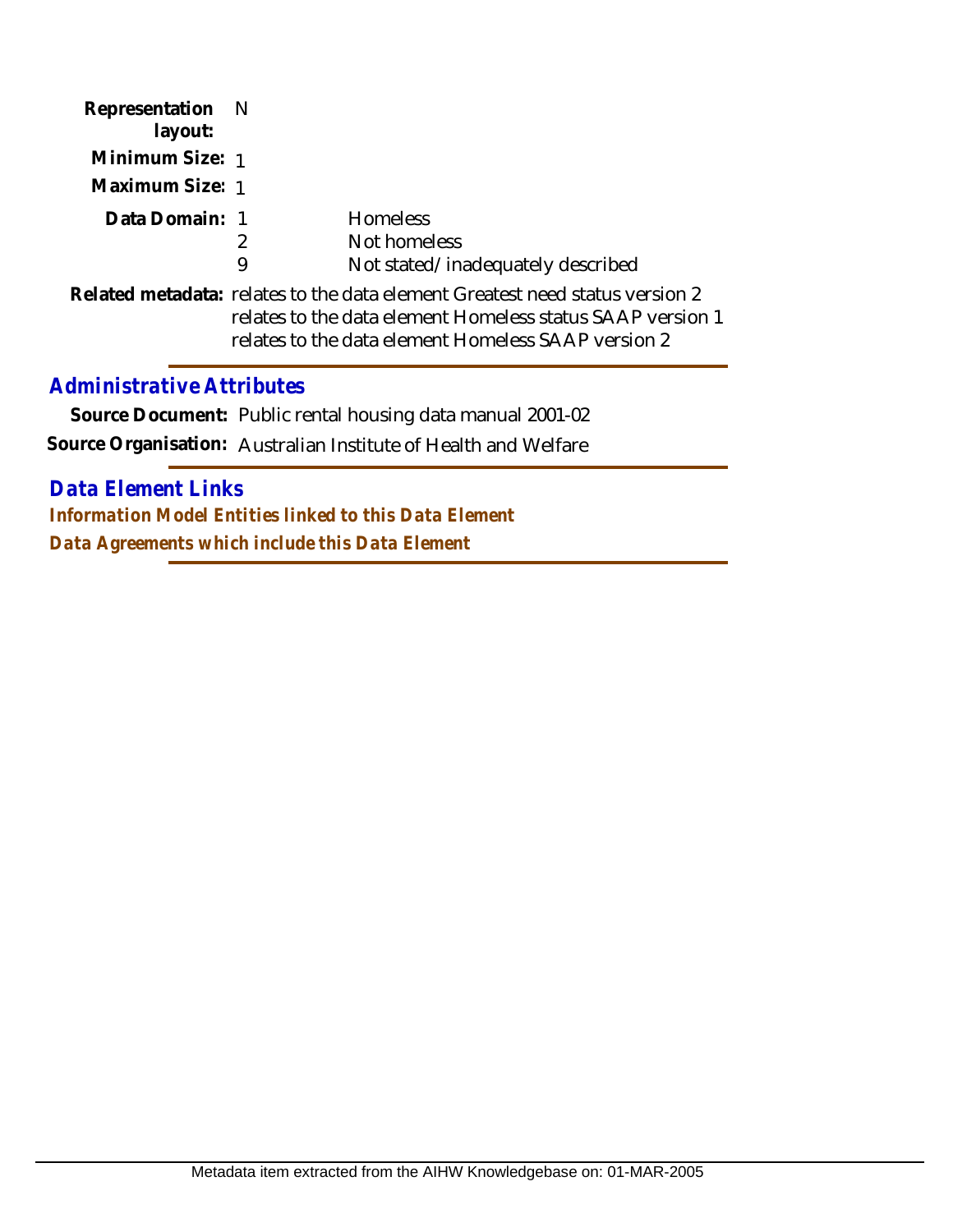**Representation layout:** N

**Minimum Size:** 1

**Maximum Size:** 1

**Data Domain:**

| | |
|---|---|
| 1 | Homeless |
| 2 | Not homeless |
| 9 | Not stated/inadequately described |

**Related metadata:** relates to the data element Greatest need status version 2
relates to the data element Homeless status SAAP version 1
relates to the data element Homeless SAAP version 2

## Administrative Attributes

**Source Document:** Public rental housing data manual 2001-02

**Source Organisation:** Australian Institute of Health and Welfare

## Data Element Links

***Information Model Entities linked to this Data Element***

***Data Agreements which include this Data Element***

Metadata item extracted from the AIHW Knowledgebase on: 01-MAR-2005